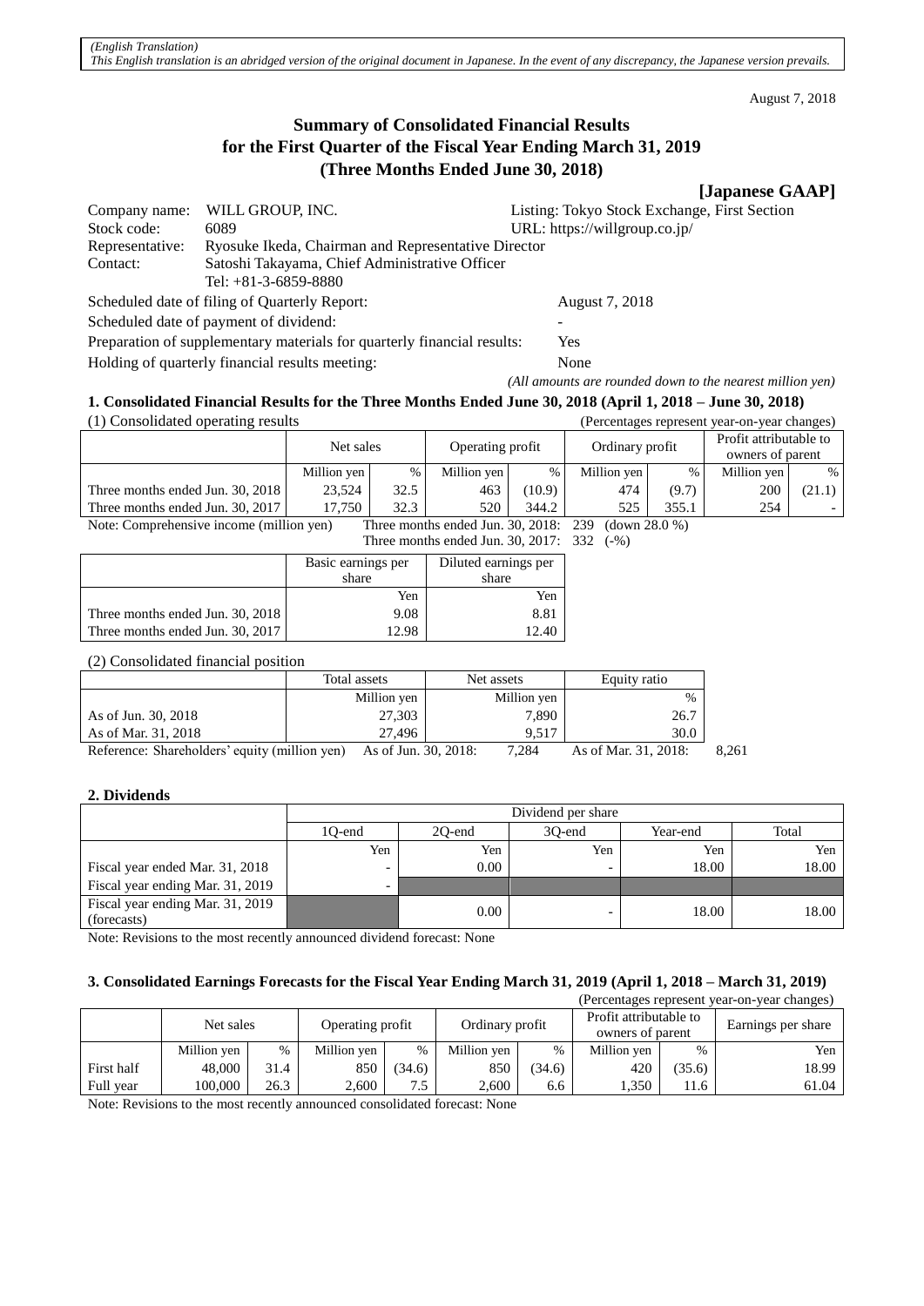*(English Translation)*
*This English translation is an abridged version of the original document in Japanese. In the event of any discrepancy, the Japanese version prevails.*

August 7, 2018

# Summary of Consolidated Financial Results for the First Quarter of the Fiscal Year Ending March 31, 2019 (Three Months Ended June 30, 2018)

**[Japanese GAAP]**

| | | | |
|---|---|---|---|
| Company name: | WILL GROUP, INC. | Listing: Tokyo Stock Exchange, First Section | |
| Stock code: | 6089 | URL: https://willgroup.co.jp/ | |
| Representative: | Ryosuke Ikeda, Chairman and Representative Director | | |
| Contact: | Satoshi Takayama, Chief Administrative Officer<br>Tel: +81-3-6859-8880 | | |

Scheduled date of filing of Quarterly Report: August 7, 2018

Scheduled date of payment of dividend: -

Preparation of supplementary materials for quarterly financial results: Yes

Holding of quarterly financial results meeting: None

*(All amounts are rounded down to the nearest million yen)*

### 1. Consolidated Financial Results for the Three Months Ended June 30, 2018 (April 1, 2018 – June 30, 2018)

(1) Consolidated operating results (Percentages represent year-on-year changes)

| | Net sales | | Operating profit | | Ordinary profit | | Profit attributable to owners of parent | |
|---|---|---|---|---|---|---|---|---|
| | Million yen | % | Million yen | % | Million yen | % | Million yen | % |
| Three months ended Jun. 30, 2018 | 23,524 | 32.5 | 463 | (10.9) | 474 | (9.7) | 200 | (21.1) |
| Three months ended Jun. 30, 2017 | 17,750 | 32.3 | 520 | 344.2 | 525 | 355.1 | 254 | - |

Note: Comprehensive income (million yen) Three months ended Jun. 30, 2018: 239 (down 28.0 %)
Three months ended Jun. 30, 2017: 332 (-%)

| | Basic earnings per share | Diluted earnings per share |
|---|---|---|
| | Yen | Yen |
| Three months ended Jun. 30, 2018 | 9.08 | 8.81 |
| Three months ended Jun. 30, 2017 | 12.98 | 12.40 |

(2) Consolidated financial position

| | Total assets | Net assets | Equity ratio |
|---|---|---|---|
| | Million yen | Million yen | % |
| As of Jun. 30, 2018 | 27,303 | 7,890 | 26.7 |
| As of Mar. 31, 2018 | 27,496 | 9,517 | 30.0 |

Reference: Shareholders' equity (million yen) As of Jun. 30, 2018: 7,284 As of Mar. 31, 2018: 8,261

### 2. Dividends

| | Dividend per share | | | | |
|---|---|---|---|---|---|
| | 1Q-end | 2Q-end | 3Q-end | Year-end | Total |
| | Yen | Yen | Yen | Yen | Yen |
| Fiscal year ended Mar. 31, 2018 | - | 0.00 | - | 18.00 | 18.00 |
| Fiscal year ending Mar. 31, 2019 | - | | | | |
| Fiscal year ending Mar. 31, 2019 (forecasts) | | 0.00 | - | 18.00 | 18.00 |

Note: Revisions to the most recently announced dividend forecast: None

### 3. Consolidated Earnings Forecasts for the Fiscal Year Ending March 31, 2019 (April 1, 2018 – March 31, 2019)

(Percentages represent year-on-year changes)

| | Net sales | | Operating profit | | Ordinary profit | | Profit attributable to owners of parent | | Earnings per share |
|---|---|---|---|---|---|---|---|---|---|
| | Million yen | % | Million yen | % | Million yen | % | Million yen | % | Yen |
| First half | 48,000 | 31.4 | 850 | (34.6) | 850 | (34.6) | 420 | (35.6) | 18.99 |
| Full year | 100,000 | 26.3 | 2,600 | 7.5 | 2,600 | 6.6 | 1,350 | 11.6 | 61.04 |

Note: Revisions to the most recently announced consolidated forecast: None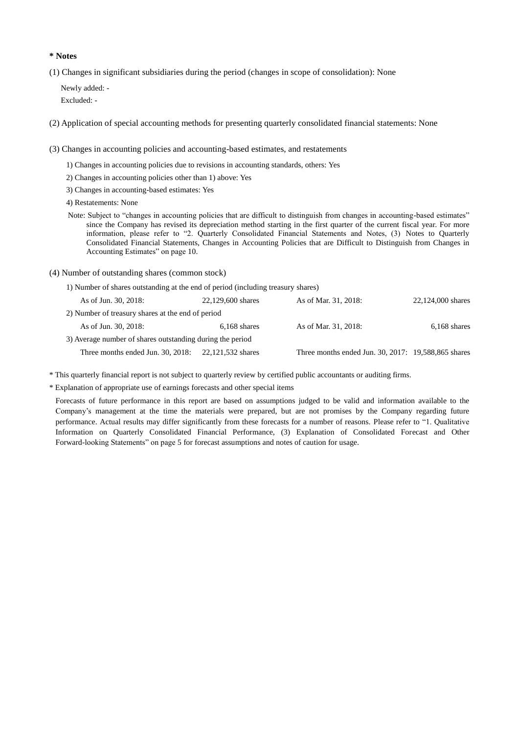**\* Notes**

(1) Changes in significant subsidiaries during the period (changes in scope of consolidation): None

Newly added: -

Excluded: -

(2) Application of special accounting methods for presenting quarterly consolidated financial statements: None

(3) Changes in accounting policies and accounting-based estimates, and restatements

1) Changes in accounting policies due to revisions in accounting standards, others: Yes

2) Changes in accounting policies other than 1) above: Yes

3) Changes in accounting-based estimates: Yes

4) Restatements: None

Note: Subject to "changes in accounting policies that are difficult to distinguish from changes in accounting-based estimates" since the Company has revised its depreciation method starting in the first quarter of the current fiscal year. For more information, please refer to "2. Quarterly Consolidated Financial Statements and Notes, (3) Notes to Quarterly Consolidated Financial Statements, Changes in Accounting Policies that are Difficult to Distinguish from Changes in Accounting Estimates" on page 10.

(4) Number of outstanding shares (common stock)

1) Number of shares outstanding at the end of period (including treasury shares)

| As of Jun. 30, 2018: | 22,129,600 shares | As of Mar. 31, 2018: | 22,124,000 shares |
|---|---|---|---|

2) Number of treasury shares at the end of period

| As of Jun. 30, 2018: | 6,168 shares | As of Mar. 31, 2018: | 6,168 shares |
|---|---|---|---|

3) Average number of shares outstanding during the period

| Three months ended Jun. 30, 2018: | 22,121,532 shares | Three months ended Jun. 30, 2017: | 19,588,865 shares |
|---|---|---|---|

\* This quarterly financial report is not subject to quarterly review by certified public accountants or auditing firms.

\* Explanation of appropriate use of earnings forecasts and other special items

Forecasts of future performance in this report are based on assumptions judged to be valid and information available to the Company's management at the time the materials were prepared, but are not promises by the Company regarding future performance. Actual results may differ significantly from these forecasts for a number of reasons. Please refer to "1. Qualitative Information on Quarterly Consolidated Financial Performance, (3) Explanation of Consolidated Forecast and Other Forward-looking Statements" on page 5 for forecast assumptions and notes of caution for usage.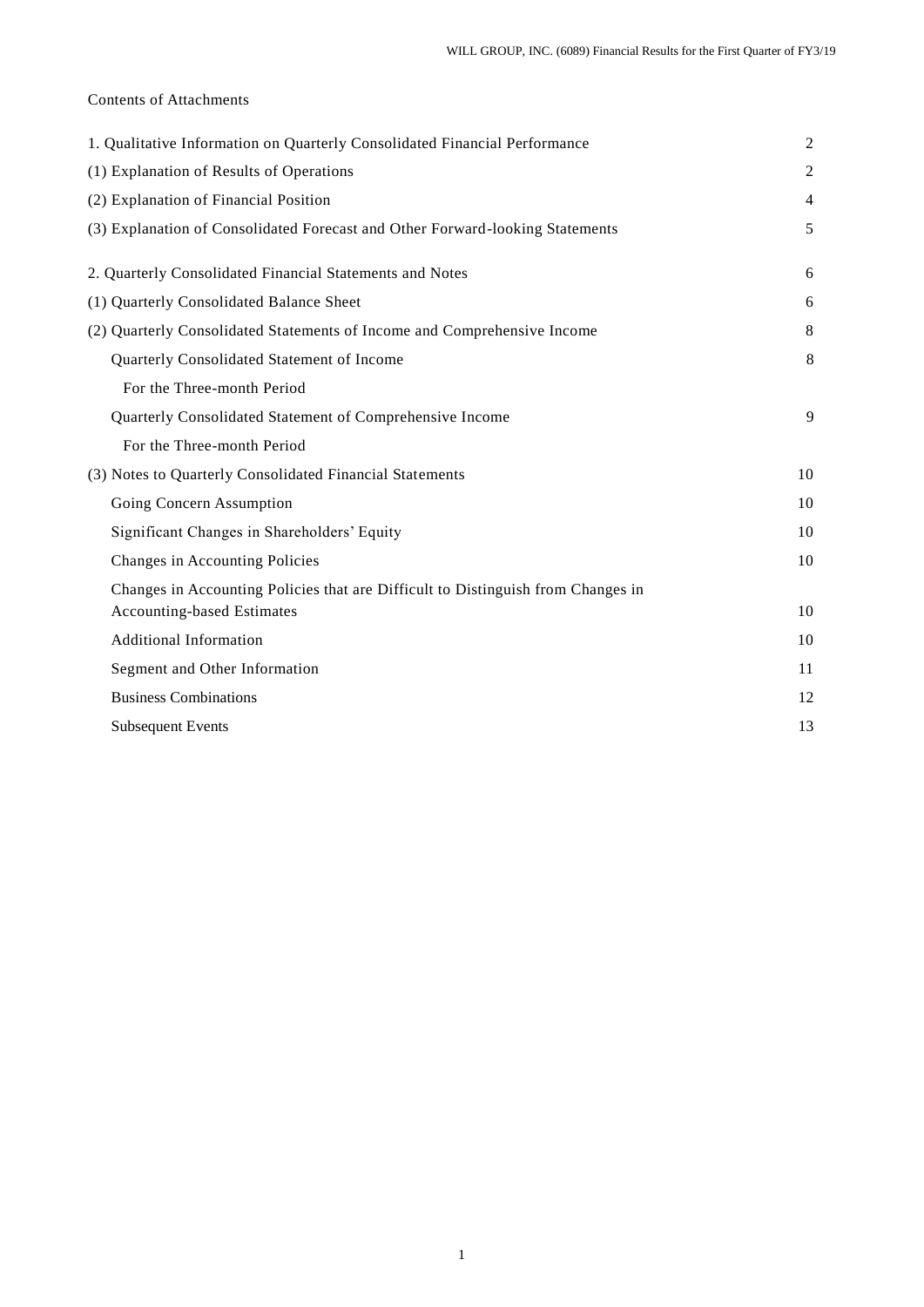Contents of Attachments

| | |
|---|---|
| 1. Qualitative Information on Quarterly Consolidated Financial Performance | 2 |
| (1) Explanation of Results of Operations | 2 |
| (2) Explanation of Financial Position | 4 |
| (3) Explanation of Consolidated Forecast and Other Forward-looking Statements | 5 |
| 2. Quarterly Consolidated Financial Statements and Notes | 6 |
| (1) Quarterly Consolidated Balance Sheet | 6 |
| (2) Quarterly Consolidated Statements of Income and Comprehensive Income | 8 |
| Quarterly Consolidated Statement of Income | 8 |
| For the Three-month Period | |
| Quarterly Consolidated Statement of Comprehensive Income | 9 |
| For the Three-month Period | |
| (3) Notes to Quarterly Consolidated Financial Statements | 10 |
| Going Concern Assumption | 10 |
| Significant Changes in Shareholders' Equity | 10 |
| Changes in Accounting Policies | 10 |
| Changes in Accounting Policies that are Difficult to Distinguish from Changes in Accounting-based Estimates | 10 |
| Additional Information | 10 |
| Segment and Other Information | 11 |
| Business Combinations | 12 |
| Subsequent Events | 13 |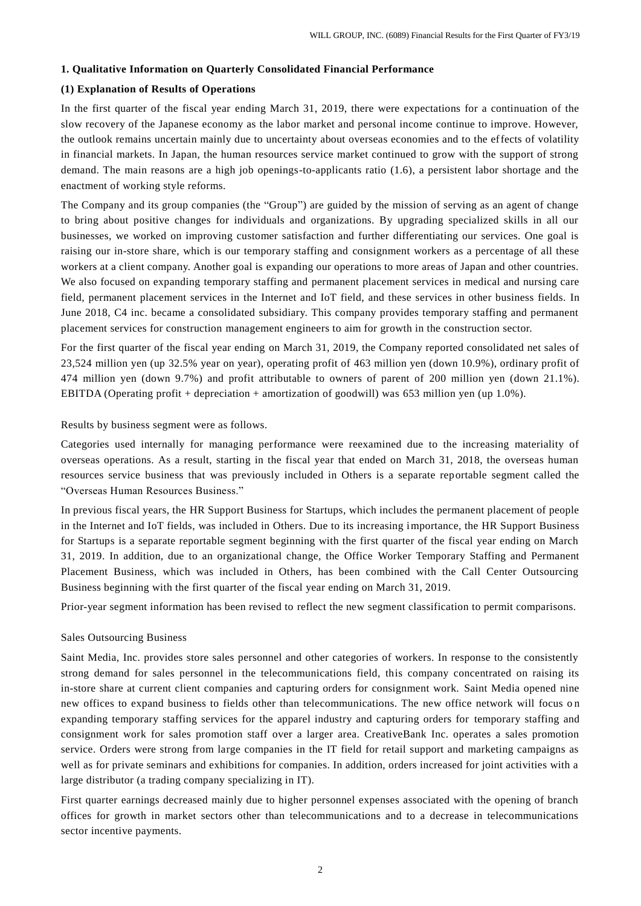## 1. Qualitative Information on Quarterly Consolidated Financial Performance

### (1) Explanation of Results of Operations

In the first quarter of the fiscal year ending March 31, 2019, there were expectations for a continuation of the slow recovery of the Japanese economy as the labor market and personal income continue to improve. However, the outlook remains uncertain mainly due to uncertainty about overseas economies and to the effects of volatility in financial markets. In Japan, the human resources service market continued to grow with the support of strong demand. The main reasons are a high job openings-to-applicants ratio (1.6), a persistent labor shortage and the enactment of working style reforms.

The Company and its group companies (the "Group") are guided by the mission of serving as an agent of change to bring about positive changes for individuals and organizations. By upgrading specialized skills in all our businesses, we worked on improving customer satisfaction and further differentiating our services. One goal is raising our in-store share, which is our temporary staffing and consignment workers as a percentage of all these workers at a client company. Another goal is expanding our operations to more areas of Japan and other countries. We also focused on expanding temporary staffing and permanent placement services in medical and nursing care field, permanent placement services in the Internet and IoT field, and these services in other business fields. In June 2018, C4 inc. became a consolidated subsidiary. This company provides temporary staffing and permanent placement services for construction management engineers to aim for growth in the construction sector.

For the first quarter of the fiscal year ending on March 31, 2019, the Company reported consolidated net sales of 23,524 million yen (up 32.5% year on year), operating profit of 463 million yen (down 10.9%), ordinary profit of 474 million yen (down 9.7%) and profit attributable to owners of parent of 200 million yen (down 21.1%). EBITDA (Operating profit + depreciation + amortization of goodwill) was 653 million yen (up 1.0%).

Results by business segment were as follows.

Categories used internally for managing performance were reexamined due to the increasing materiality of overseas operations. As a result, starting in the fiscal year that ended on March 31, 2018, the overseas human resources service business that was previously included in Others is a separate reportable segment called the "Overseas Human Resources Business."

In previous fiscal years, the HR Support Business for Startups, which includes the permanent placement of people in the Internet and IoT fields, was included in Others. Due to its increasing importance, the HR Support Business for Startups is a separate reportable segment beginning with the first quarter of the fiscal year ending on March 31, 2019. In addition, due to an organizational change, the Office Worker Temporary Staffing and Permanent Placement Business, which was included in Others, has been combined with the Call Center Outsourcing Business beginning with the first quarter of the fiscal year ending on March 31, 2019.

Prior-year segment information has been revised to reflect the new segment classification to permit comparisons.

Sales Outsourcing Business

Saint Media, Inc. provides store sales personnel and other categories of workers. In response to the consistently strong demand for sales personnel in the telecommunications field, this company concentrated on raising its in-store share at current client companies and capturing orders for consignment work. Saint Media opened nine new offices to expand business to fields other than telecommunications. The new office network will focus on expanding temporary staffing services for the apparel industry and capturing orders for temporary staffing and consignment work for sales promotion staff over a larger area. CreativeBank Inc. operates a sales promotion service. Orders were strong from large companies in the IT field for retail support and marketing campaigns as well as for private seminars and exhibitions for companies. In addition, orders increased for joint activities with a large distributor (a trading company specializing in IT).

First quarter earnings decreased mainly due to higher personnel expenses associated with the opening of branch offices for growth in market sectors other than telecommunications and to a decrease in telecommunications sector incentive payments.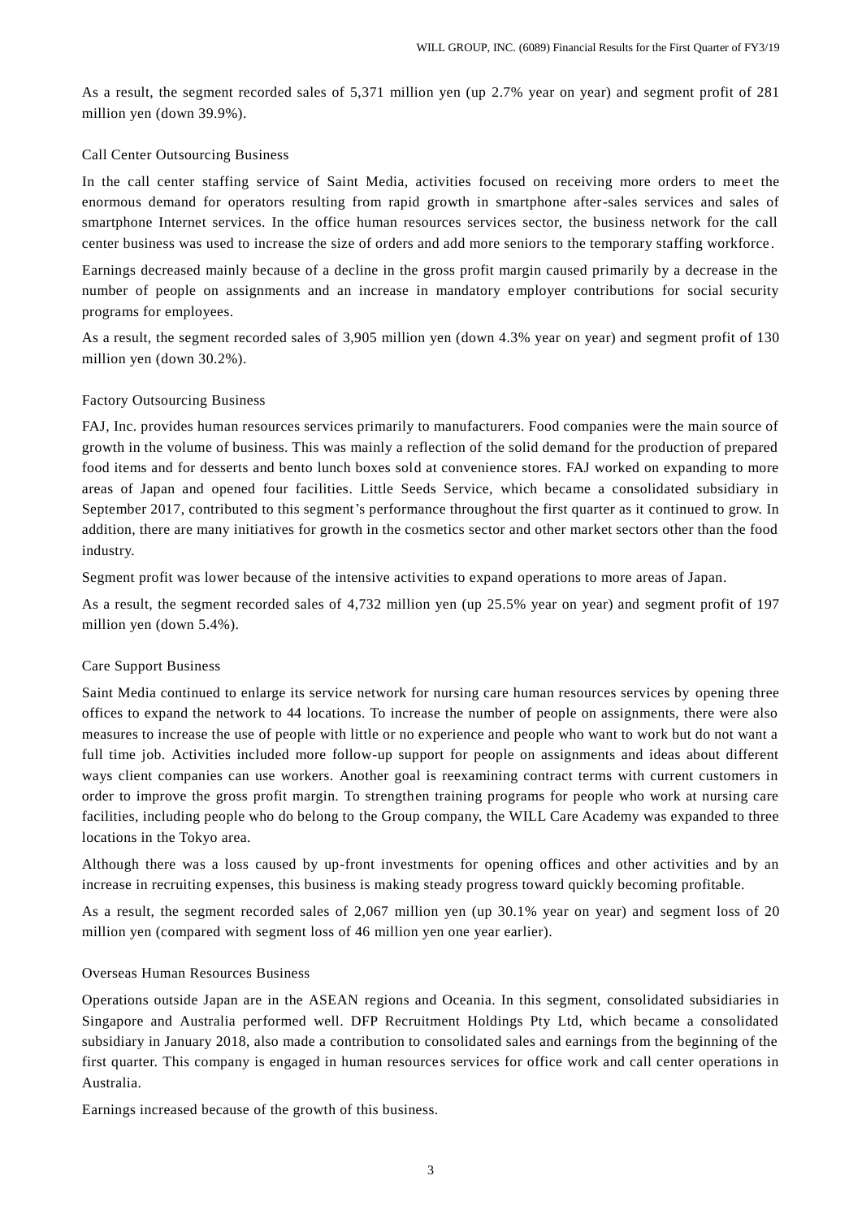As a result, the segment recorded sales of 5,371 million yen (up 2.7% year on year) and segment profit of 281 million yen (down 39.9%).

### Call Center Outsourcing Business

In the call center staffing service of Saint Media, activities focused on receiving more orders to meet the enormous demand for operators resulting from rapid growth in smartphone after-sales services and sales of smartphone Internet services. In the office human resources services sector, the business network for the call center business was used to increase the size of orders and add more seniors to the temporary staffing workforce.

Earnings decreased mainly because of a decline in the gross profit margin caused primarily by a decrease in the number of people on assignments and an increase in mandatory employer contributions for social security programs for employees.

As a result, the segment recorded sales of 3,905 million yen (down 4.3% year on year) and segment profit of 130 million yen (down 30.2%).

### Factory Outsourcing Business

FAJ, Inc. provides human resources services primarily to manufacturers. Food companies were the main source of growth in the volume of business. This was mainly a reflection of the solid demand for the production of prepared food items and for desserts and bento lunch boxes sold at convenience stores. FAJ worked on expanding to more areas of Japan and opened four facilities. Little Seeds Service, which became a consolidated subsidiary in September 2017, contributed to this segment's performance throughout the first quarter as it continued to grow. In addition, there are many initiatives for growth in the cosmetics sector and other market sectors other than the food industry.

Segment profit was lower because of the intensive activities to expand operations to more areas of Japan.

As a result, the segment recorded sales of 4,732 million yen (up 25.5% year on year) and segment profit of 197 million yen (down 5.4%).

### Care Support Business

Saint Media continued to enlarge its service network for nursing care human resources services by opening three offices to expand the network to 44 locations. To increase the number of people on assignments, there were also measures to increase the use of people with little or no experience and people who want to work but do not want a full time job. Activities included more follow-up support for people on assignments and ideas about different ways client companies can use workers. Another goal is reexamining contract terms with current customers in order to improve the gross profit margin. To strengthen training programs for people who work at nursing care facilities, including people who do belong to the Group company, the WILL Care Academy was expanded to three locations in the Tokyo area.

Although there was a loss caused by up-front investments for opening offices and other activities and by an increase in recruiting expenses, this business is making steady progress toward quickly becoming profitable.

As a result, the segment recorded sales of 2,067 million yen (up 30.1% year on year) and segment loss of 20 million yen (compared with segment loss of 46 million yen one year earlier).

### Overseas Human Resources Business

Operations outside Japan are in the ASEAN regions and Oceania. In this segment, consolidated subsidiaries in Singapore and Australia performed well. DFP Recruitment Holdings Pty Ltd, which became a consolidated subsidiary in January 2018, also made a contribution to consolidated sales and earnings from the beginning of the first quarter. This company is engaged in human resources services for office work and call center operations in Australia.

Earnings increased because of the growth of this business.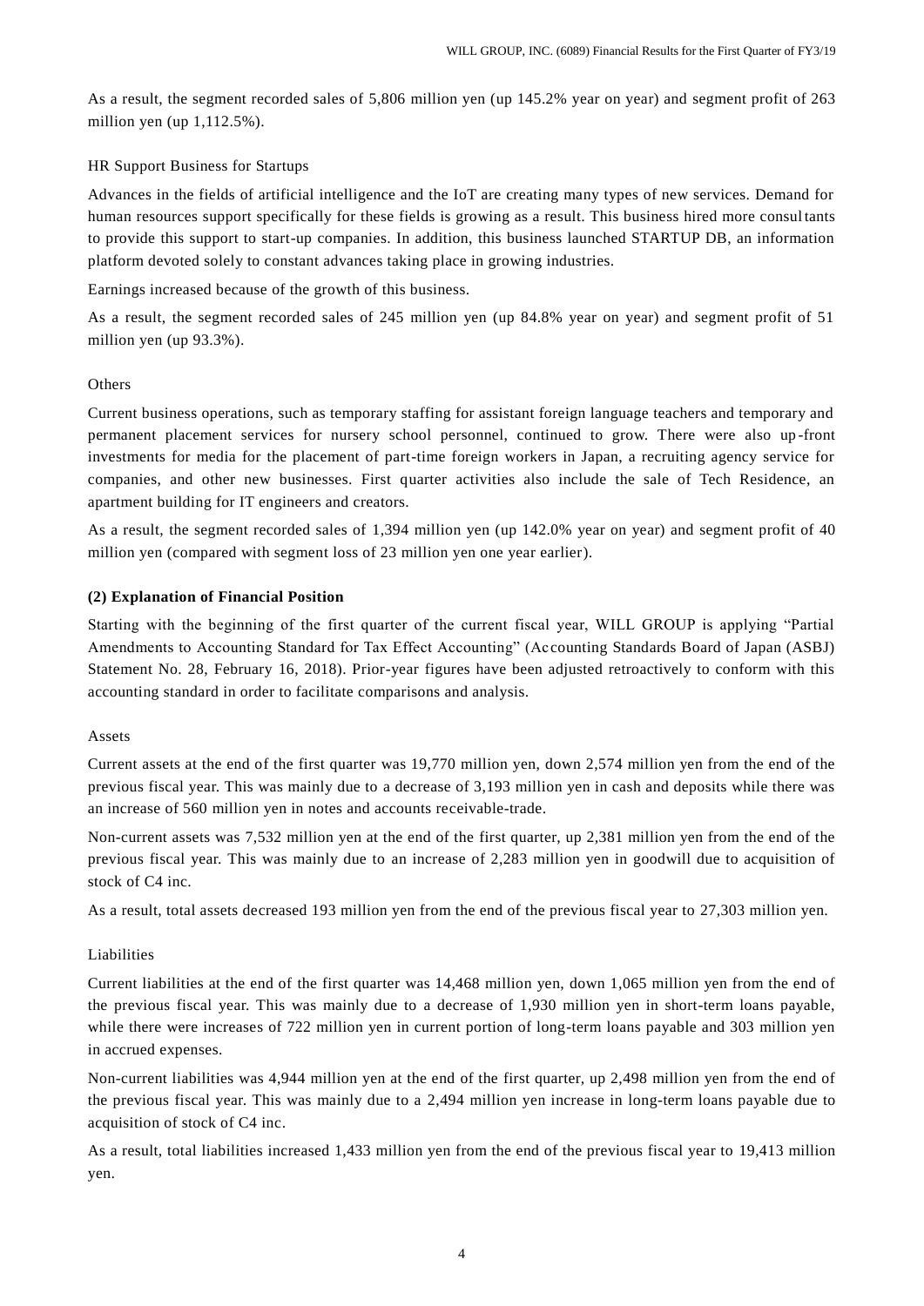As a result, the segment recorded sales of 5,806 million yen (up 145.2% year on year) and segment profit of 263 million yen (up 1,112.5%).

HR Support Business for Startups

Advances in the fields of artificial intelligence and the IoT are creating many types of new services. Demand for human resources support specifically for these fields is growing as a result. This business hired more consultants to provide this support to start-up companies. In addition, this business launched STARTUP DB, an information platform devoted solely to constant advances taking place in growing industries.

Earnings increased because of the growth of this business.

As a result, the segment recorded sales of 245 million yen (up 84.8% year on year) and segment profit of 51 million yen (up 93.3%).

Others

Current business operations, such as temporary staffing for assistant foreign language teachers and temporary and permanent placement services for nursery school personnel, continued to grow. There were also up-front investments for media for the placement of part-time foreign workers in Japan, a recruiting agency service for companies, and other new businesses. First quarter activities also include the sale of Tech Residence, an apartment building for IT engineers and creators.

As a result, the segment recorded sales of 1,394 million yen (up 142.0% year on year) and segment profit of 40 million yen (compared with segment loss of 23 million yen one year earlier).

**(2) Explanation of Financial Position**

Starting with the beginning of the first quarter of the current fiscal year, WILL GROUP is applying "Partial Amendments to Accounting Standard for Tax Effect Accounting" (Accounting Standards Board of Japan (ASBJ) Statement No. 28, February 16, 2018). Prior-year figures have been adjusted retroactively to conform with this accounting standard in order to facilitate comparisons and analysis.

Assets

Current assets at the end of the first quarter was 19,770 million yen, down 2,574 million yen from the end of the previous fiscal year. This was mainly due to a decrease of 3,193 million yen in cash and deposits while there was an increase of 560 million yen in notes and accounts receivable-trade.

Non-current assets was 7,532 million yen at the end of the first quarter, up 2,381 million yen from the end of the previous fiscal year. This was mainly due to an increase of 2,283 million yen in goodwill due to acquisition of stock of C4 inc.

As a result, total assets decreased 193 million yen from the end of the previous fiscal year to 27,303 million yen.

Liabilities

Current liabilities at the end of the first quarter was 14,468 million yen, down 1,065 million yen from the end of the previous fiscal year. This was mainly due to a decrease of 1,930 million yen in short-term loans payable, while there were increases of 722 million yen in current portion of long-term loans payable and 303 million yen in accrued expenses.

Non-current liabilities was 4,944 million yen at the end of the first quarter, up 2,498 million yen from the end of the previous fiscal year. This was mainly due to a 2,494 million yen increase in long-term loans payable due to acquisition of stock of C4 inc.

As a result, total liabilities increased 1,433 million yen from the end of the previous fiscal year to 19,413 million yen.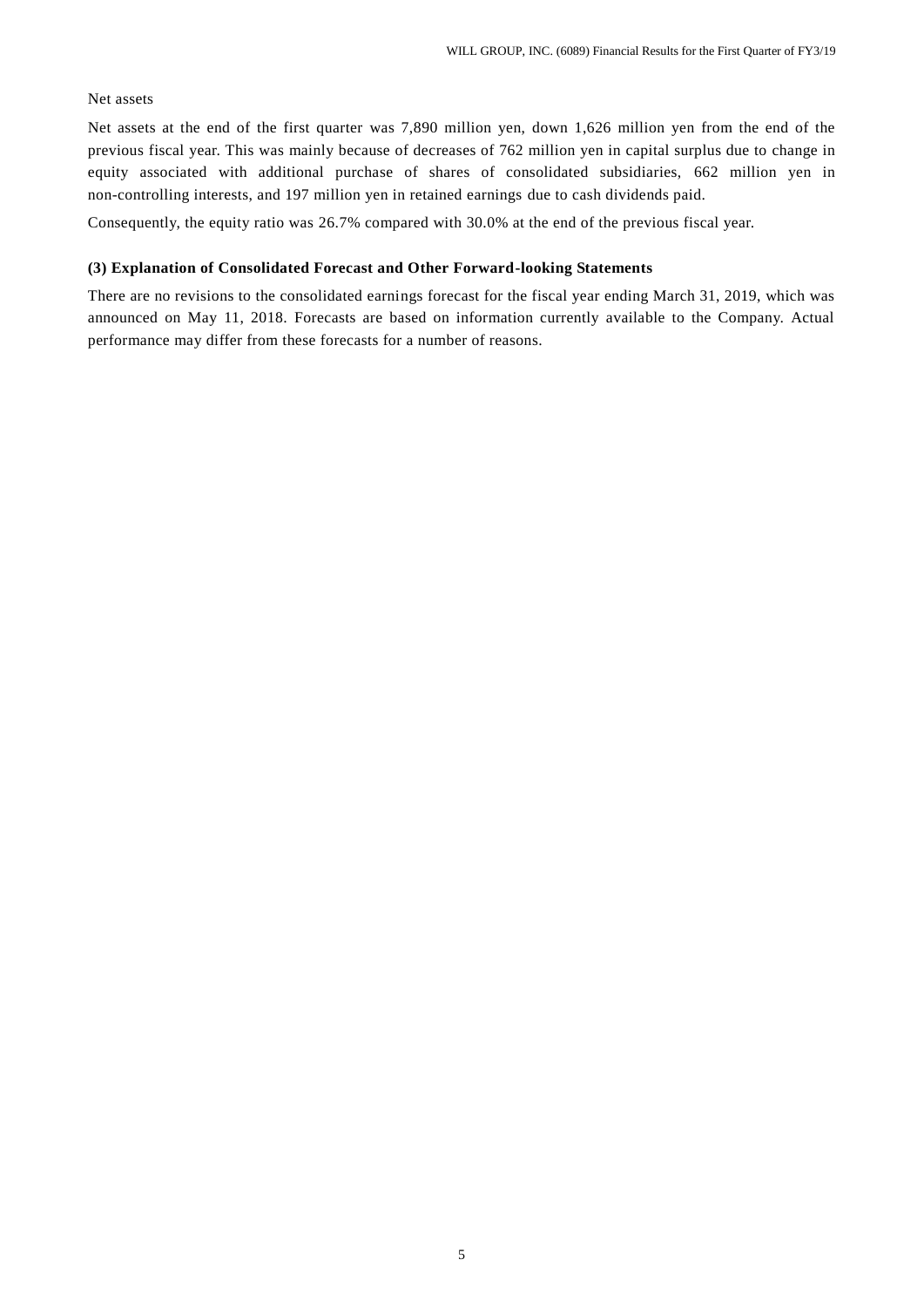Net assets

Net assets at the end of the first quarter was 7,890 million yen, down 1,626 million yen from the end of the previous fiscal year. This was mainly because of decreases of 762 million yen in capital surplus due to change in equity associated with additional purchase of shares of consolidated subsidiaries, 662 million yen in non-controlling interests, and 197 million yen in retained earnings due to cash dividends paid.

Consequently, the equity ratio was 26.7% compared with 30.0% at the end of the previous fiscal year.

### (3) Explanation of Consolidated Forecast and Other Forward-looking Statements

There are no revisions to the consolidated earnings forecast for the fiscal year ending March 31, 2019, which was announced on May 11, 2018. Forecasts are based on information currently available to the Company. Actual performance may differ from these forecasts for a number of reasons.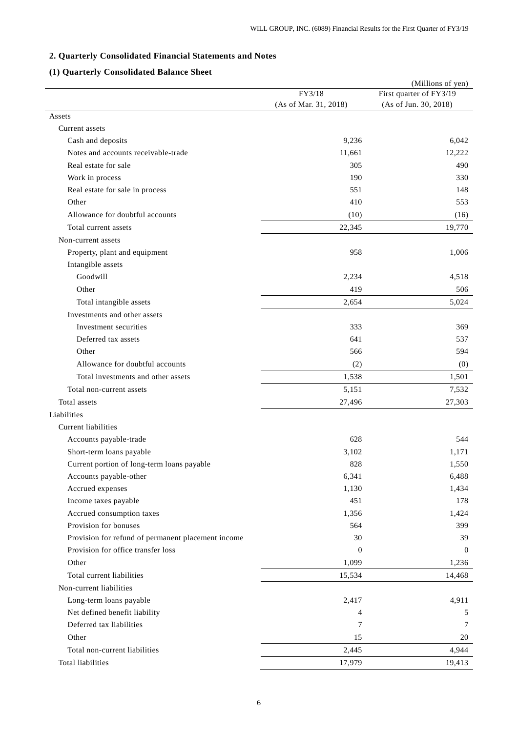## 2. Quarterly Consolidated Financial Statements and Notes

### (1) Quarterly Consolidated Balance Sheet

(Millions of yen)

| | FY3/18 (As of Mar. 31, 2018) | First quarter of FY3/19 (As of Jun. 30, 2018) |
|---|---|---|
| Assets | | |
| Current assets | | |
| Cash and deposits | 9,236 | 6,042 |
| Notes and accounts receivable-trade | 11,661 | 12,222 |
| Real estate for sale | 305 | 490 |
| Work in process | 190 | 330 |
| Real estate for sale in process | 551 | 148 |
| Other | 410 | 553 |
| Allowance for doubtful accounts | (10) | (16) |
| Total current assets | 22,345 | 19,770 |
| Non-current assets | | |
| Property, plant and equipment | 958 | 1,006 |
| Intangible assets | | |
| Goodwill | 2,234 | 4,518 |
| Other | 419 | 506 |
| Total intangible assets | 2,654 | 5,024 |
| Investments and other assets | | |
| Investment securities | 333 | 369 |
| Deferred tax assets | 641 | 537 |
| Other | 566 | 594 |
| Allowance for doubtful accounts | (2) | (0) |
| Total investments and other assets | 1,538 | 1,501 |
| Total non-current assets | 5,151 | 7,532 |
| Total assets | 27,496 | 27,303 |
| Liabilities | | |
| Current liabilities | | |
| Accounts payable-trade | 628 | 544 |
| Short-term loans payable | 3,102 | 1,171 |
| Current portion of long-term loans payable | 828 | 1,550 |
| Accounts payable-other | 6,341 | 6,488 |
| Accrued expenses | 1,130 | 1,434 |
| Income taxes payable | 451 | 178 |
| Accrued consumption taxes | 1,356 | 1,424 |
| Provision for bonuses | 564 | 399 |
| Provision for refund of permanent placement income | 30 | 39 |
| Provision for office transfer loss | 0 | 0 |
| Other | 1,099 | 1,236 |
| Total current liabilities | 15,534 | 14,468 |
| Non-current liabilities | | |
| Long-term loans payable | 2,417 | 4,911 |
| Net defined benefit liability | 4 | 5 |
| Deferred tax liabilities | 7 | 7 |
| Other | 15 | 20 |
| Total non-current liabilities | 2,445 | 4,944 |
| Total liabilities | 17,979 | 19,413 |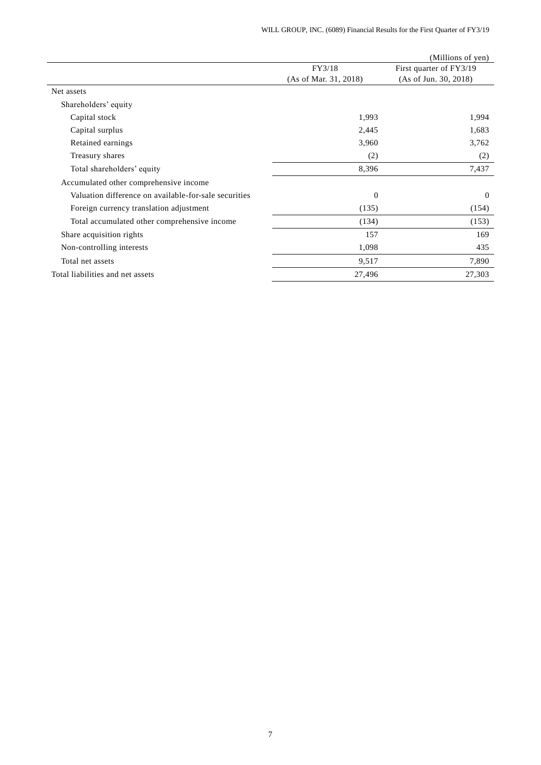(Millions of yen)

| | FY3/18 (As of Mar. 31, 2018) | First quarter of FY3/19 (As of Jun. 30, 2018) |
|---|---|---|
| Net assets | | |
| Shareholders' equity | | |
| Capital stock | 1,993 | 1,994 |
| Capital surplus | 2,445 | 1,683 |
| Retained earnings | 3,960 | 3,762 |
| Treasury shares | (2) | (2) |
| Total shareholders' equity | 8,396 | 7,437 |
| Accumulated other comprehensive income | | |
| Valuation difference on available-for-sale securities | 0 | 0 |
| Foreign currency translation adjustment | (135) | (154) |
| Total accumulated other comprehensive income | (134) | (153) |
| Share acquisition rights | 157 | 169 |
| Non-controlling interests | 1,098 | 435 |
| Total net assets | 9,517 | 7,890 |
| Total liabilities and net assets | 27,496 | 27,303 |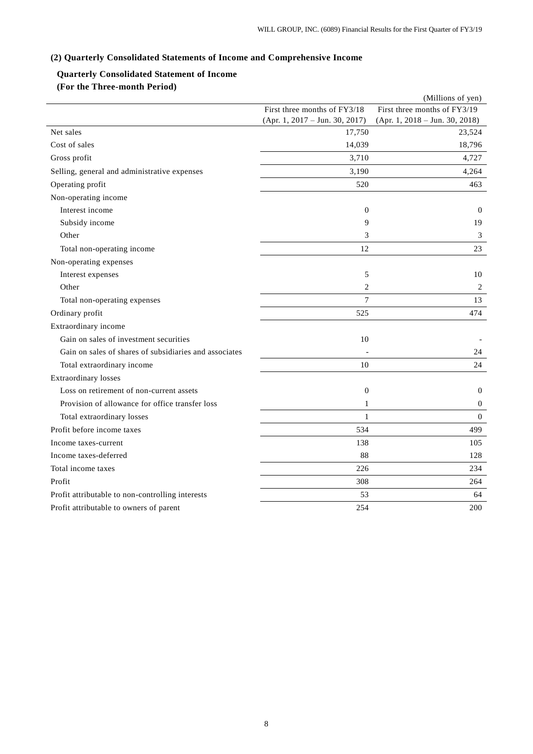### (2) Quarterly Consolidated Statements of Income and Comprehensive Income

**Quarterly Consolidated Statement of Income**
**(For the Three-month Period)**

(Millions of yen)

| | First three months of FY3/18 (Apr. 1, 2017 – Jun. 30, 2017) | First three months of FY3/19 (Apr. 1, 2018 – Jun. 30, 2018) |
|---|---|---|
| Net sales | 17,750 | 23,524 |
| Cost of sales | 14,039 | 18,796 |
| Gross profit | 3,710 | 4,727 |
| Selling, general and administrative expenses | 3,190 | 4,264 |
| Operating profit | 520 | 463 |
| Non-operating income | | |
| Interest income | 0 | 0 |
| Subsidy income | 9 | 19 |
| Other | 3 | 3 |
| Total non-operating income | 12 | 23 |
| Non-operating expenses | | |
| Interest expenses | 5 | 10 |
| Other | 2 | 2 |
| Total non-operating expenses | 7 | 13 |
| Ordinary profit | 525 | 474 |
| Extraordinary income | | |
| Gain on sales of investment securities | 10 | - |
| Gain on sales of shares of subsidiaries and associates | - | 24 |
| Total extraordinary income | 10 | 24 |
| Extraordinary losses | | |
| Loss on retirement of non-current assets | 0 | 0 |
| Provision of allowance for office transfer loss | 1 | 0 |
| Total extraordinary losses | 1 | 0 |
| Profit before income taxes | 534 | 499 |
| Income taxes-current | 138 | 105 |
| Income taxes-deferred | 88 | 128 |
| Total income taxes | 226 | 234 |
| Profit | 308 | 264 |
| Profit attributable to non-controlling interests | 53 | 64 |
| Profit attributable to owners of parent | 254 | 200 |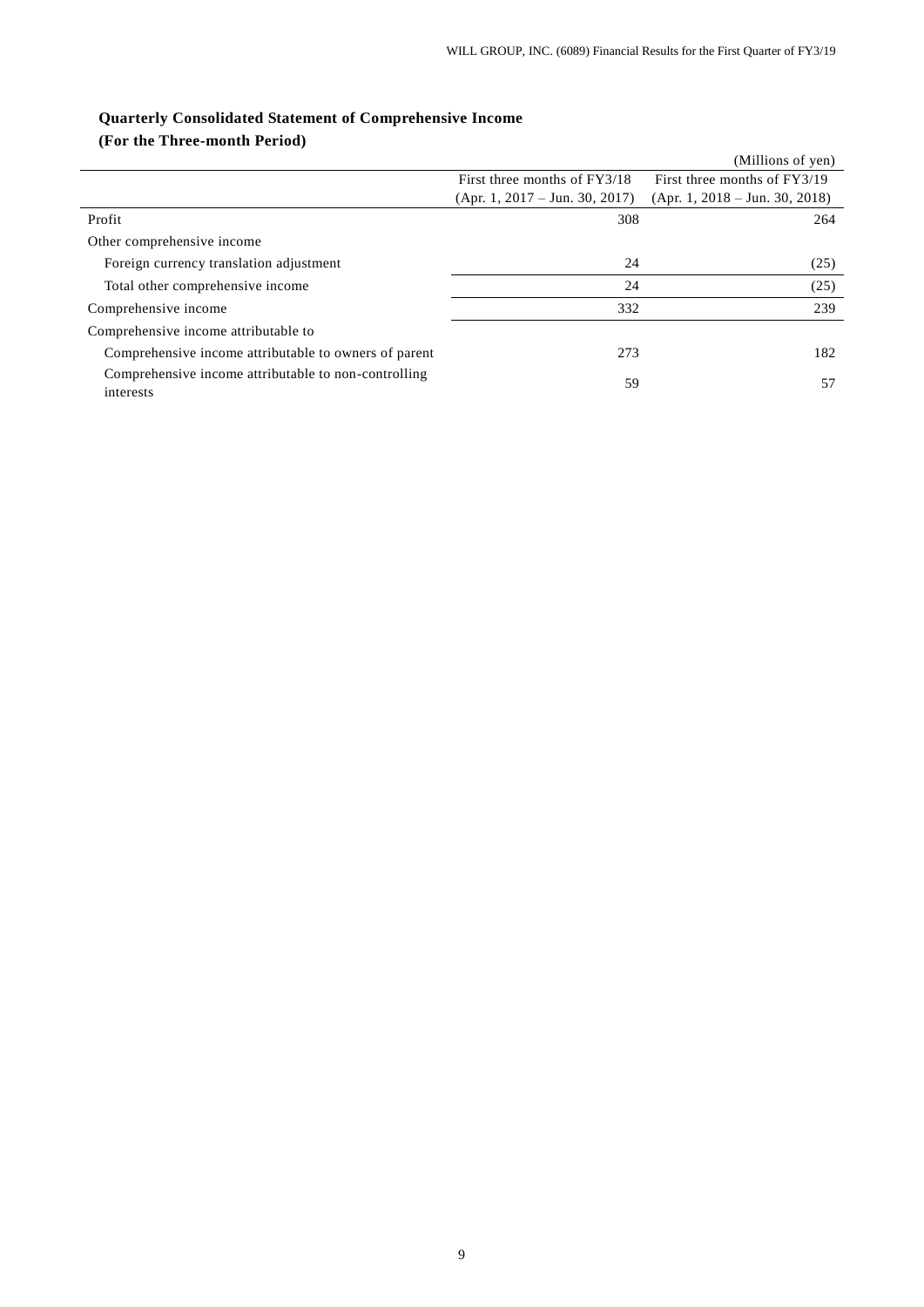## Quarterly Consolidated Statement of Comprehensive Income
### (For the Three-month Period)

(Millions of yen)

| | First three months of FY3/18 (Apr. 1, 2017 – Jun. 30, 2017) | First three months of FY3/19 (Apr. 1, 2018 – Jun. 30, 2018) |
|---|---|---|
| Profit | 308 | 264 |
| Other comprehensive income | | |
| Foreign currency translation adjustment | 24 | (25) |
| Total other comprehensive income | 24 | (25) |
| Comprehensive income | 332 | 239 |
| Comprehensive income attributable to | | |
| Comprehensive income attributable to owners of parent | 273 | 182 |
| Comprehensive income attributable to non-controlling interests | 59 | 57 |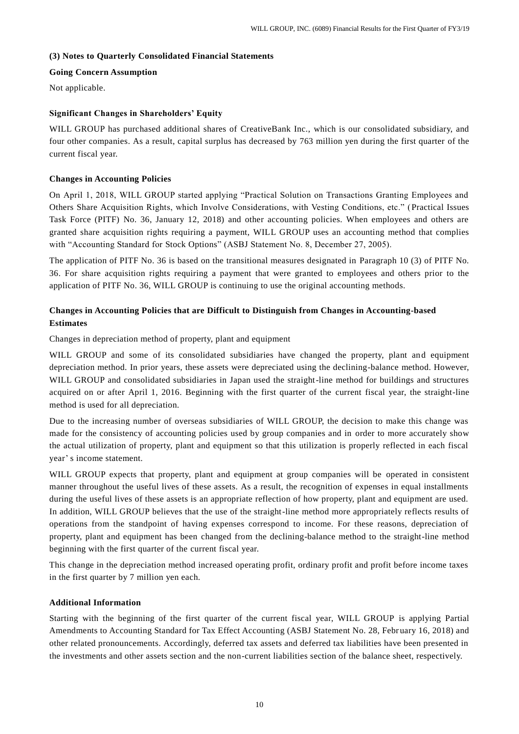### (3) Notes to Quarterly Consolidated Financial Statements

**Going Concern Assumption**

Not applicable.

**Significant Changes in Shareholders' Equity**

WILL GROUP has purchased additional shares of CreativeBank Inc., which is our consolidated subsidiary, and four other companies. As a result, capital surplus has decreased by 763 million yen during the first quarter of the current fiscal year.

**Changes in Accounting Policies**

On April 1, 2018, WILL GROUP started applying "Practical Solution on Transactions Granting Employees and Others Share Acquisition Rights, which Involve Considerations, with Vesting Conditions, etc." (Practical Issues Task Force (PITF) No. 36, January 12, 2018) and other accounting policies. When employees and others are granted share acquisition rights requiring a payment, WILL GROUP uses an accounting method that complies with "Accounting Standard for Stock Options" (ASBJ Statement No. 8, December 27, 2005).

The application of PITF No. 36 is based on the transitional measures designated in Paragraph 10 (3) of PITF No. 36. For share acquisition rights requiring a payment that were granted to employees and others prior to the application of PITF No. 36, WILL GROUP is continuing to use the original accounting methods.

**Changes in Accounting Policies that are Difficult to Distinguish from Changes in Accounting-based Estimates**

Changes in depreciation method of property, plant and equipment

WILL GROUP and some of its consolidated subsidiaries have changed the property, plant and equipment depreciation method. In prior years, these assets were depreciated using the declining-balance method. However, WILL GROUP and consolidated subsidiaries in Japan used the straight-line method for buildings and structures acquired on or after April 1, 2016. Beginning with the first quarter of the current fiscal year, the straight-line method is used for all depreciation.

Due to the increasing number of overseas subsidiaries of WILL GROUP, the decision to make this change was made for the consistency of accounting policies used by group companies and in order to more accurately show the actual utilization of property, plant and equipment so that this utilization is properly reflected in each fiscal year' s income statement.

WILL GROUP expects that property, plant and equipment at group companies will be operated in consistent manner throughout the useful lives of these assets. As a result, the recognition of expenses in equal installments during the useful lives of these assets is an appropriate reflection of how property, plant and equipment are used. In addition, WILL GROUP believes that the use of the straight-line method more appropriately reflects results of operations from the standpoint of having expenses correspond to income. For these reasons, depreciation of property, plant and equipment has been changed from the declining-balance method to the straight-line method beginning with the first quarter of the current fiscal year.

This change in the depreciation method increased operating profit, ordinary profit and profit before income taxes in the first quarter by 7 million yen each.

**Additional Information**

Starting with the beginning of the first quarter of the current fiscal year, WILL GROUP is applying Partial Amendments to Accounting Standard for Tax Effect Accounting (ASBJ Statement No. 28, February 16, 2018) and other related pronouncements. Accordingly, deferred tax assets and deferred tax liabilities have been presented in the investments and other assets section and the non-current liabilities section of the balance sheet, respectively.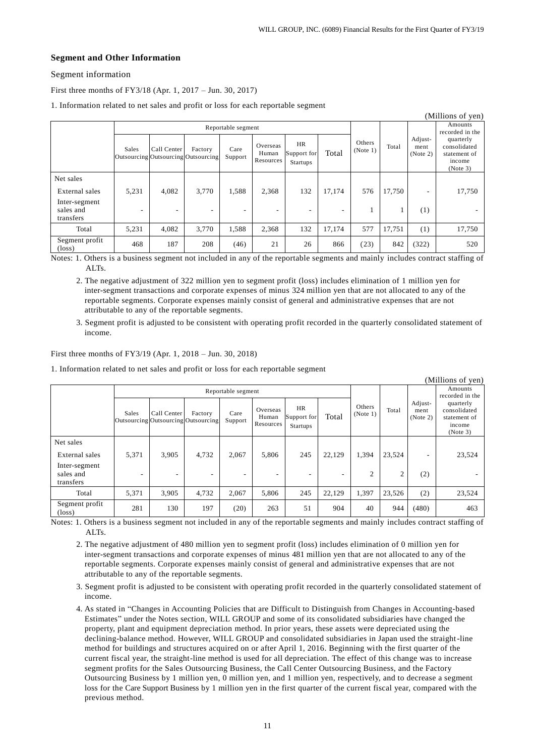## Segment and Other Information

Segment information

First three months of FY3/18 (Apr. 1, 2017 – Jun. 30, 2017)

1. Information related to net sales and profit or loss for each reportable segment

(Millions of yen)

| | Reportable segment | | | | | | | Others (Note 1) | Total | Adjust-ment (Note 2) | Amounts recorded in the quarterly consolidated statement of income (Note 3) |
|---|---|---|---|---|---|---|---|---|---|---|---|
| | Sales Outsourcing | Call Center Outsourcing | Factory Outsourcing | Care Support | Overseas Human Resources | HR Support for Startups | Total | | | | |
| Net sales | | | | | | | | | | | |
| External sales | 5,231 | 4,082 | 3,770 | 1,588 | 2,368 | 132 | 17,174 | 576 | 17,750 | - | 17,750 |
| Inter-segment sales and transfers | - | - | - | - | - | - | - | 1 | 1 | (1) | - |
| Total | 5,231 | 4,082 | 3,770 | 1,588 | 2,368 | 132 | 17,174 | 577 | 17,751 | (1) | 17,750 |
| Segment profit (loss) | 468 | 187 | 208 | (46) | 21 | 26 | 866 | (23) | 842 | (322) | 520 |

Notes: 1. Others is a business segment not included in any of the reportable segments and mainly includes contract staffing of ALTs.

2. The negative adjustment of 322 million yen to segment profit (loss) includes elimination of 1 million yen for inter-segment transactions and corporate expenses of minus 324 million yen that are not allocated to any of the reportable segments. Corporate expenses mainly consist of general and administrative expenses that are not attributable to any of the reportable segments.

3. Segment profit is adjusted to be consistent with operating profit recorded in the quarterly consolidated statement of income.

First three months of FY3/19 (Apr. 1, 2018 – Jun. 30, 2018)

1. Information related to net sales and profit or loss for each reportable segment

(Millions of yen)

| | Reportable segment | | | | | | | Others (Note 1) | Total | Adjust-ment (Note 2) | Amounts recorded in the quarterly consolidated statement of income (Note 3) |
|---|---|---|---|---|---|---|---|---|---|---|---|
| | Sales Outsourcing | Call Center Outsourcing | Factory Outsourcing | Care Support | Overseas Human Resources | HR Support for Startups | Total | | | | |
| Net sales | | | | | | | | | | | |
| External sales | 5,371 | 3,905 | 4,732 | 2,067 | 5,806 | 245 | 22,129 | 1,394 | 23,524 | - | 23,524 |
| Inter-segment sales and transfers | - | - | - | - | - | - | - | 2 | 2 | (2) | - |
| Total | 5,371 | 3,905 | 4,732 | 2,067 | 5,806 | 245 | 22,129 | 1,397 | 23,526 | (2) | 23,524 |
| Segment profit (loss) | 281 | 130 | 197 | (20) | 263 | 51 | 904 | 40 | 944 | (480) | 463 |

Notes: 1. Others is a business segment not included in any of the reportable segments and mainly includes contract staffing of ALTs.

2. The negative adjustment of 480 million yen to segment profit (loss) includes elimination of 0 million yen for inter-segment transactions and corporate expenses of minus 481 million yen that are not allocated to any of the reportable segments. Corporate expenses mainly consist of general and administrative expenses that are not attributable to any of the reportable segments.

3. Segment profit is adjusted to be consistent with operating profit recorded in the quarterly consolidated statement of income.

4. As stated in "Changes in Accounting Policies that are Difficult to Distinguish from Changes in Accounting-based Estimates" under the Notes section, WILL GROUP and some of its consolidated subsidiaries have changed the property, plant and equipment depreciation method. In prior years, these assets were depreciated using the declining-balance method. However, WILL GROUP and consolidated subsidiaries in Japan used the straight-line method for buildings and structures acquired on or after April 1, 2016. Beginning with the first quarter of the current fiscal year, the straight-line method is used for all depreciation. The effect of this change was to increase segment profits for the Sales Outsourcing Business, the Call Center Outsourcing Business, and the Factory Outsourcing Business by 1 million yen, 0 million yen, and 1 million yen, respectively, and to decrease a segment loss for the Care Support Business by 1 million yen in the first quarter of the current fiscal year, compared with the previous method.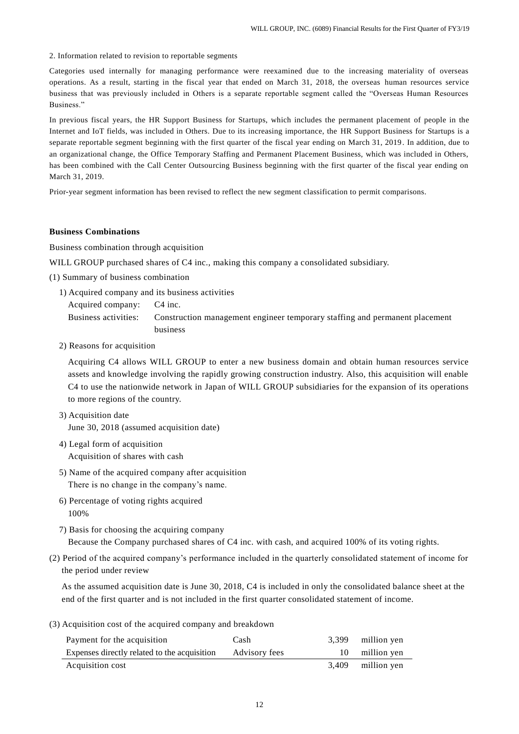2. Information related to revision to reportable segments

Categories used internally for managing performance were reexamined due to the increasing materiality of overseas operations. As a result, starting in the fiscal year that ended on March 31, 2018, the overseas human resources service business that was previously included in Others is a separate reportable segment called the "Overseas Human Resources Business."

In previous fiscal years, the HR Support Business for Startups, which includes the permanent placement of people in the Internet and IoT fields, was included in Others. Due to its increasing importance, the HR Support Business for Startups is a separate reportable segment beginning with the first quarter of the fiscal year ending on March 31, 2019. In addition, due to an organizational change, the Office Temporary Staffing and Permanent Placement Business, which was included in Others, has been combined with the Call Center Outsourcing Business beginning with the first quarter of the fiscal year ending on March 31, 2019.

Prior-year segment information has been revised to reflect the new segment classification to permit comparisons.

**Business Combinations**

Business combination through acquisition

WILL GROUP purchased shares of C4 inc., making this company a consolidated subsidiary.

(1) Summary of business combination

1) Acquired company and its business activities

Acquired company: C4 inc.

Business activities: Construction management engineer temporary staffing and permanent placement business

2) Reasons for acquisition

Acquiring C4 allows WILL GROUP to enter a new business domain and obtain human resources service assets and knowledge involving the rapidly growing construction industry. Also, this acquisition will enable C4 to use the nationwide network in Japan of WILL GROUP subsidiaries for the expansion of its operations to more regions of the country.

3) Acquisition date

June 30, 2018 (assumed acquisition date)

4) Legal form of acquisition

Acquisition of shares with cash

5) Name of the acquired company after acquisition

There is no change in the company's name.

6) Percentage of voting rights acquired

100%

7) Basis for choosing the acquiring company

Because the Company purchased shares of C4 inc. with cash, and acquired 100% of its voting rights.

(2) Period of the acquired company's performance included in the quarterly consolidated statement of income for the period under review

As the assumed acquisition date is June 30, 2018, C4 is included in only the consolidated balance sheet at the end of the first quarter and is not included in the first quarter consolidated statement of income.

(3) Acquisition cost of the acquired company and breakdown

| | | | |
|---|---|---|---|
| Payment for the acquisition | Cash | 3,399 | million yen |
| Expenses directly related to the acquisition | Advisory fees | 10 | million yen |
| Acquisition cost | | 3,409 | million yen |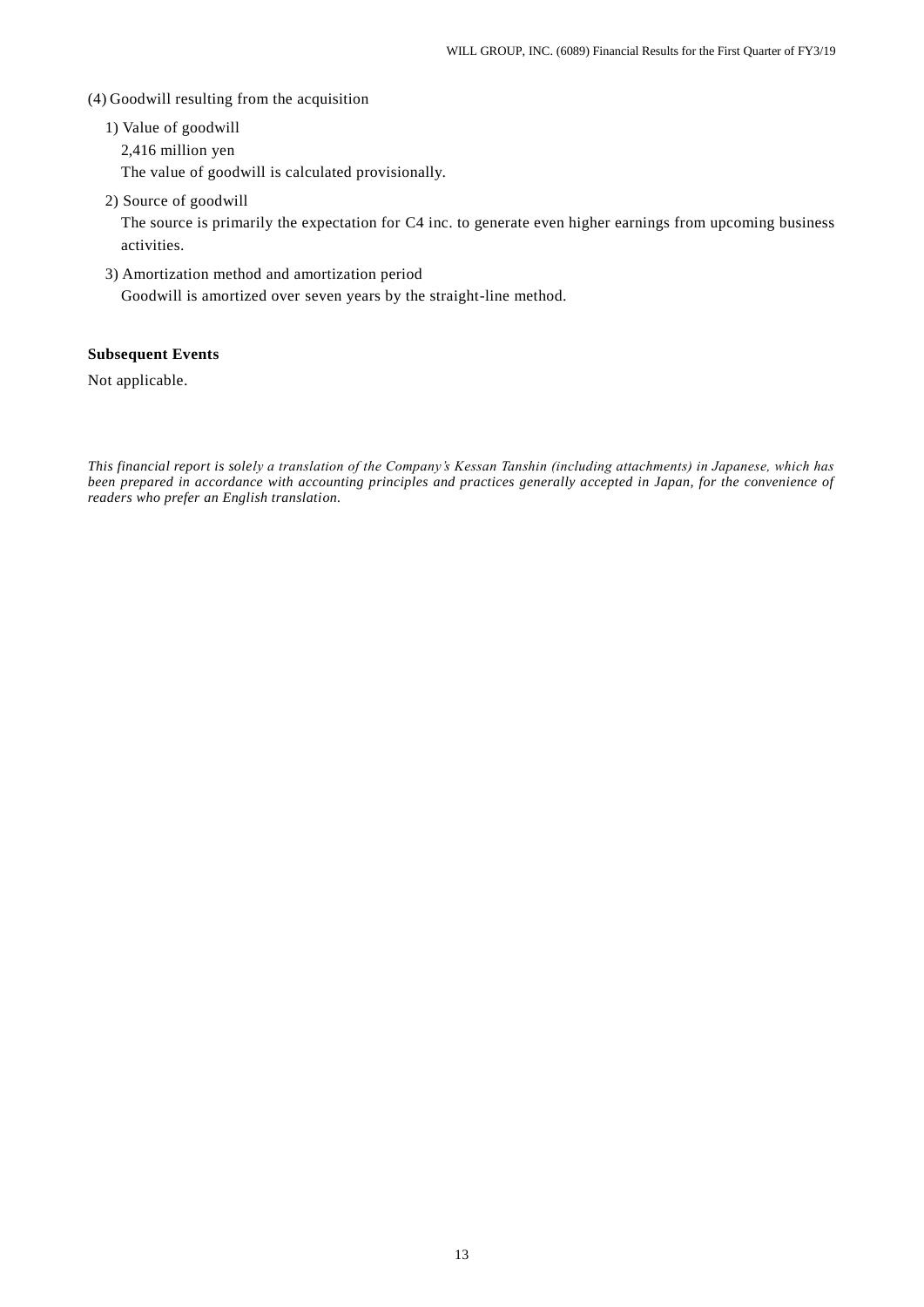(4) Goodwill resulting from the acquisition

1) Value of goodwill

2,416 million yen

The value of goodwill is calculated provisionally.

2) Source of goodwill

The source is primarily the expectation for C4 inc. to generate even higher earnings from upcoming business activities.

3) Amortization method and amortization period

Goodwill is amortized over seven years by the straight-line method.

**Subsequent Events**

Not applicable.

*This financial report is solely a translation of the Company's Kessan Tanshin (including attachments) in Japanese, which has been prepared in accordance with accounting principles and practices generally accepted in Japan, for the convenience of readers who prefer an English translation.*